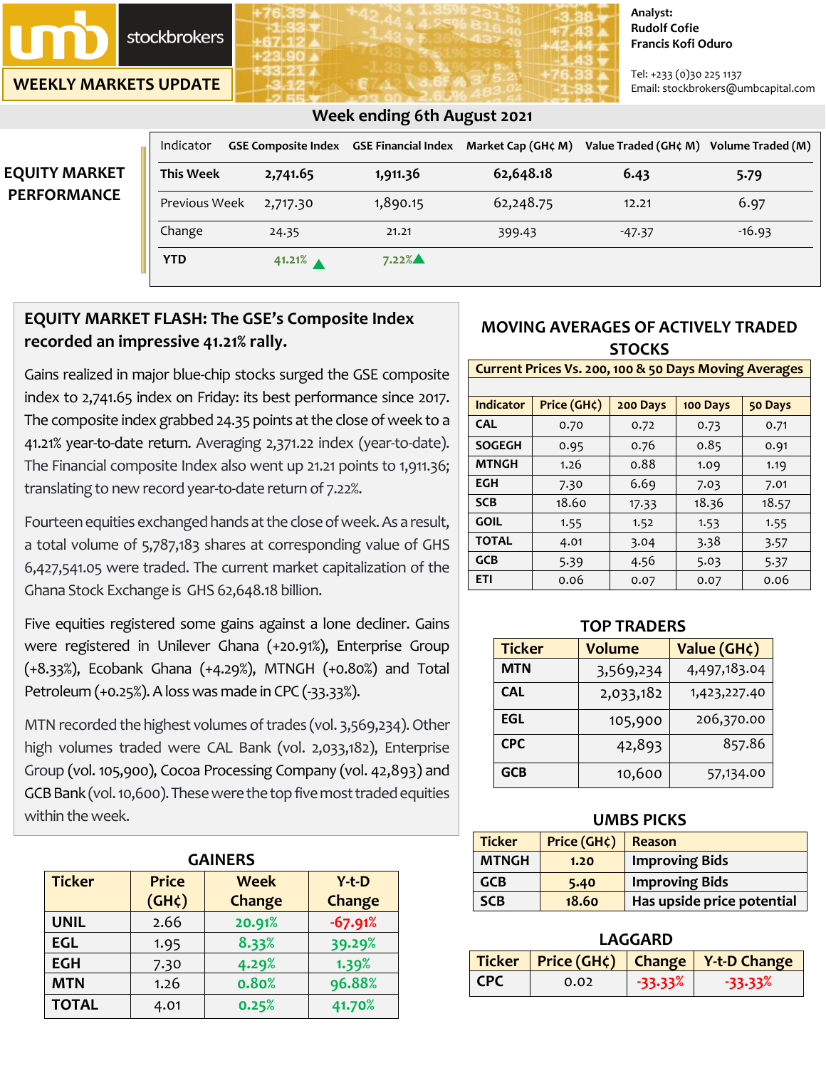umb stockbrokers

**WEEKLY MARKETS UPDATE**

Analyst:
Rudolf Cofie
Francis Kofi Oduro

Tel: +233 (0)30 225 1137
Email: stockbrokers@umbcapital.com

## Week ending 6th August 2021

## EQUITY MARKET PERFORMANCE

| Indicator | GSE Composite Index | GSE Financial Index | Market Cap (GH¢ M) | Value Traded (GH¢ M) | Volume Traded (M) |
|---|---|---|---|---|---|
| **This Week** | **2,741.65** | **1,911.36** | **62,648.18** | **6.43** | **5.79** |
| Previous Week | 2,717.30 | 1,890.15 | 62,248.75 | 12.21 | 6.97 |
| Change | 24.35 | 21.21 | 399.43 | -47.37 | -16.93 |
| **YTD** | 41.21% ▲ | 7.22% ▲ | | | |

### EQUITY MARKET FLASH: The GSE's Composite Index recorded an impressive 41.21% rally.

Gains realized in major blue-chip stocks surged the GSE composite index to 2,741.65 index on Friday: its best performance since 2017. The composite index grabbed 24.35 points at the close of week to a 41.21% year-to-date return. Averaging 2,371.22 index (year-to-date). The Financial composite Index also went up 21.21 points to 1,911.36; translating to new record year-to-date return of 7.22%.

Fourteen equities exchanged hands at the close of week. As a result, a total volume of 5,787,183 shares at corresponding value of GHS 6,427,541.05 were traded. The current market capitalization of the Ghana Stock Exchange is GHS 62,648.18 billion.

Five equities registered some gains against a lone decliner. Gains were registered in Unilever Ghana (+20.91%), Enterprise Group (+8.33%), Ecobank Ghana (+4.29%), MTNGH (+0.80%) and Total Petroleum (+0.25%). A loss was made in CPC (-33.33%).

MTN recorded the highest volumes of trades (vol. 3,569,234). Other high volumes traded were CAL Bank (vol. 2,033,182), Enterprise Group (vol. 105,900), Cocoa Processing Company (vol. 42,893) and GCB Bank (vol. 10,600). These were the top five most traded equities within the week.

### GAINERS

| Ticker | Price (GH¢) | Week Change | Y-t-D Change |
|---|---|---|---|
| UNIL | 2.66 | 20.91% | -67.91% |
| EGL | 1.95 | 8.33% | 39.29% |
| EGH | 7.30 | 4.29% | 1.39% |
| MTN | 1.26 | 0.80% | 96.88% |
| TOTAL | 4.01 | 0.25% | 41.70% |

### MOVING AVERAGES OF ACTIVELY TRADED STOCKS

Current Prices Vs. 200, 100 & 50 Days Moving Averages

| Indicator | Price (GH¢) | 200 Days | 100 Days | 50 Days |
|---|---|---|---|---|
| CAL | 0.70 | 0.72 | 0.73 | 0.71 |
| SOGEGH | 0.95 | 0.76 | 0.85 | 0.91 |
| MTNGH | 1.26 | 0.88 | 1.09 | 1.19 |
| EGH | 7.30 | 6.69 | 7.03 | 7.01 |
| SCB | 18.60 | 17.33 | 18.36 | 18.57 |
| GOIL | 1.55 | 1.52 | 1.53 | 1.55 |
| TOTAL | 4.01 | 3.04 | 3.38 | 3.57 |
| GCB | 5.39 | 4.56 | 5.03 | 5.37 |
| ETI | 0.06 | 0.07 | 0.07 | 0.06 |

### TOP TRADERS

| Ticker | Volume | Value (GH¢) |
|---|---|---|
| MTN | 3,569,234 | 4,497,183.04 |
| CAL | 2,033,182 | 1,423,227.40 |
| EGL | 105,900 | 206,370.00 |
| CPC | 42,893 | 857.86 |
| GCB | 10,600 | 57,134.00 |

### UMBS PICKS

| Ticker | Price (GH¢) | Reason |
|---|---|---|
| MTNGH | 1.20 | Improving Bids |
| GCB | 5.40 | Improving Bids |
| SCB | 18.60 | Has upside price potential |

### LAGGARD

| Ticker | Price (GH¢) | Change | Y-t-D Change |
|---|---|---|---|
| CPC | 0.02 | -33.33% | -33.33% |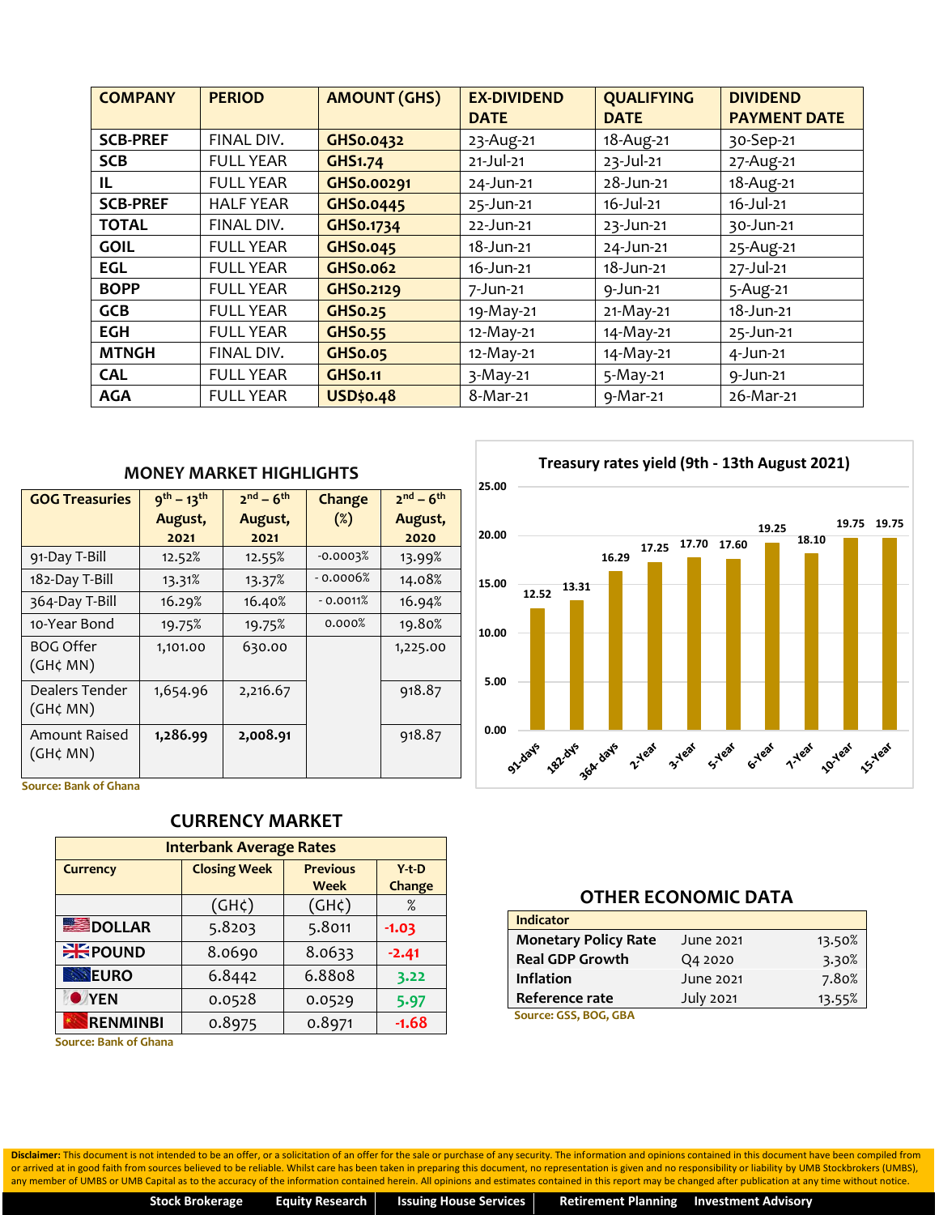| COMPANY | PERIOD | AMOUNT (GHS) | EX-DIVIDEND DATE | QUALIFYING DATE | DIVIDEND PAYMENT DATE |
|---|---|---|---|---|---|
| **SCB-PREF** | FINAL DIV. | **GHS0.0432** | 23-Aug-21 | 18-Aug-21 | 30-Sep-21 |
| **SCB** | FULL YEAR | **GHS1.74** | 21-Jul-21 | 23-Jul-21 | 27-Aug-21 |
| **IL** | FULL YEAR | **GHS0.00291** | 24-Jun-21 | 28-Jun-21 | 18-Aug-21 |
| **SCB-PREF** | HALF YEAR | **GHS0.0445** | 25-Jun-21 | 16-Jul-21 | 16-Jul-21 |
| **TOTAL** | FINAL DIV. | **GHS0.1734** | 22-Jun-21 | 23-Jun-21 | 30-Jun-21 |
| **GOIL** | FULL YEAR | **GHS0.045** | 18-Jun-21 | 24-Jun-21 | 25-Aug-21 |
| **EGL** | FULL YEAR | **GHS0.062** | 16-Jun-21 | 18-Jun-21 | 27-Jul-21 |
| **BOPP** | FULL YEAR | **GHS0.2129** | 7-Jun-21 | 9-Jun-21 | 5-Aug-21 |
| **GCB** | FULL YEAR | **GHS0.25** | 19-May-21 | 21-May-21 | 18-Jun-21 |
| **EGH** | FULL YEAR | **GHS0.55** | 12-May-21 | 14-May-21 | 25-Jun-21 |
| **MTNGH** | FINAL DIV. | **GHS0.05** | 12-May-21 | 14-May-21 | 4-Jun-21 |
| **CAL** | FULL YEAR | **GHS0.11** | 3-May-21 | 5-May-21 | 9-Jun-21 |
| **AGA** | FULL YEAR | **USD$0.48** | 8-Mar-21 | 9-Mar-21 | 26-Mar-21 |

## MONEY MARKET HIGHLIGHTS

| GOG Treasuries | 9th – 13th August, 2021 | 2nd – 6th August, 2021 | Change (%) | 2nd – 6th August, 2020 |
|---|---|---|---|---|
| 91-Day T-Bill | 12.52% | 12.55% | -0.0003% | 13.99% |
| 182-Day T-Bill | 13.31% | 13.37% | - 0.0006% | 14.08% |
| 364-Day T-Bill | 16.29% | 16.40% | - 0.0011% | 16.94% |
| 10-Year Bond | 19.75% | 19.75% | 0.000% | 19.80% |
| BOG Offer (GH¢ MN) | 1,101.00 | 630.00 | | 1,225.00 |
| Dealers Tender (GH¢ MN) | 1,654.96 | 2,216.67 | | 918.87 |
| Amount Raised (GH¢ MN) | **1,286.99** | **2,008.91** | | 918.87 |

Source: Bank of Ghana

**Treasury rates yield (9th - 13th August 2021)**

25.00
20.00
15.00
10.00
5.00
0.00

12.52, 13.31, 16.29, 17.25, 17.70, 17.60, 19.25, 18.10, 19.75, 19.75

91-days, 182-dys, 364- days, 2-Year, 3-Year, 5-Year, 6-Year, 7-Year, 10-Year, 15-Year

## CURRENCY MARKET

| Interbank Average Rates | | | |
|---|---|---|---|
| Currency | Closing Week | Previous Week | Y-t-D Change |
| | (GH¢) | (GH¢) | % |
| DOLLAR | 5.8203 | 5.8011 | -1.03 |
| POUND | 8.0690 | 8.0633 | -2.41 |
| EURO | 6.8442 | 6.8808 | 3.22 |
| YEN | 0.0528 | 0.0529 | 5.97 |
| RENMINBI | 0.8975 | 0.8971 | -1.68 |

Source: Bank of Ghana

## OTHER ECONOMIC DATA

| Indicator | | |
|---|---|---|
| **Monetary Policy Rate** | June 2021 | 13.50% |
| **Real GDP Growth** | Q4 2020 | 3.30% |
| **Inflation** | June 2021 | 7.80% |
| **Reference rate** | July 2021 | 13.55% |

Source: GSS, BOG, GBA

**Disclaimer:** This document is not intended to be an offer, or a solicitation of an offer for the sale or purchase of any security. The information and opinions contained in this document have been compiled from or arrived at in good faith from sources believed to be reliable. Whilst care has been taken in preparing this document, no representation is given and no responsibility or liability by UMB Stockbrokers (UMBS), any member of UMBS or UMB Capital as to the accuracy of the information contained herein. All opinions and estimates contained in this report may be changed after publication at any time without notice.

Stock Brokerage | Equity Research | Issuing House Services | Retirement Planning | Investment Advisory